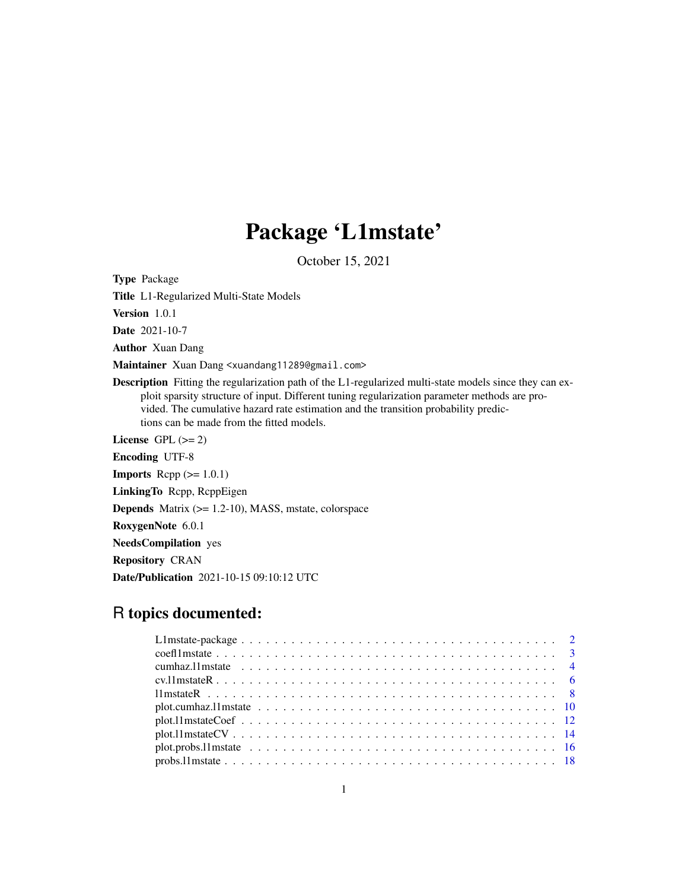# Package 'L1mstate'

October 15, 2021

**Type** Package

**Title** L1-Regularized Multi-State Models

**Version** 1.0.1

**Date** 2021-10-7

**Author** Xuan Dang

**Maintainer** Xuan Dang <xuandang11289@gmail.com>

**Description** Fitting the regularization path of the L1-regularized multi-state models since they can exploit sparsity structure of input. Different tuning regularization parameter methods are provided. The cumulative hazard rate estimation and the transition probability predictions can be made from the fitted models.

**License** GPL (>= 2)

**Encoding** UTF-8

**Imports** Rcpp (>= 1.0.1)

**LinkingTo** Rcpp, RcppEigen

**Depends** Matrix (>= 1.2-10), MASS, mstate, colorspace

**RoxygenNote** 6.0.1

**NeedsCompilation** yes

**Repository** CRAN

**Date/Publication** 2021-10-15 09:10:12 UTC

## R topics documented:

| | |
|---|---|
| L1mstate-package | 2 |
| coefl1mstate | 3 |
| cumhaz.l1mstate | 4 |
| cv.l1mstateR | 6 |
| l1mstateR | 8 |
| plot.cumhaz.l1mstate | 10 |
| plot.l1mstateCoef | 12 |
| plot.l1mstateCV | 14 |
| plot.probs.l1mstate | 16 |
| probs.l1mstate | 18 |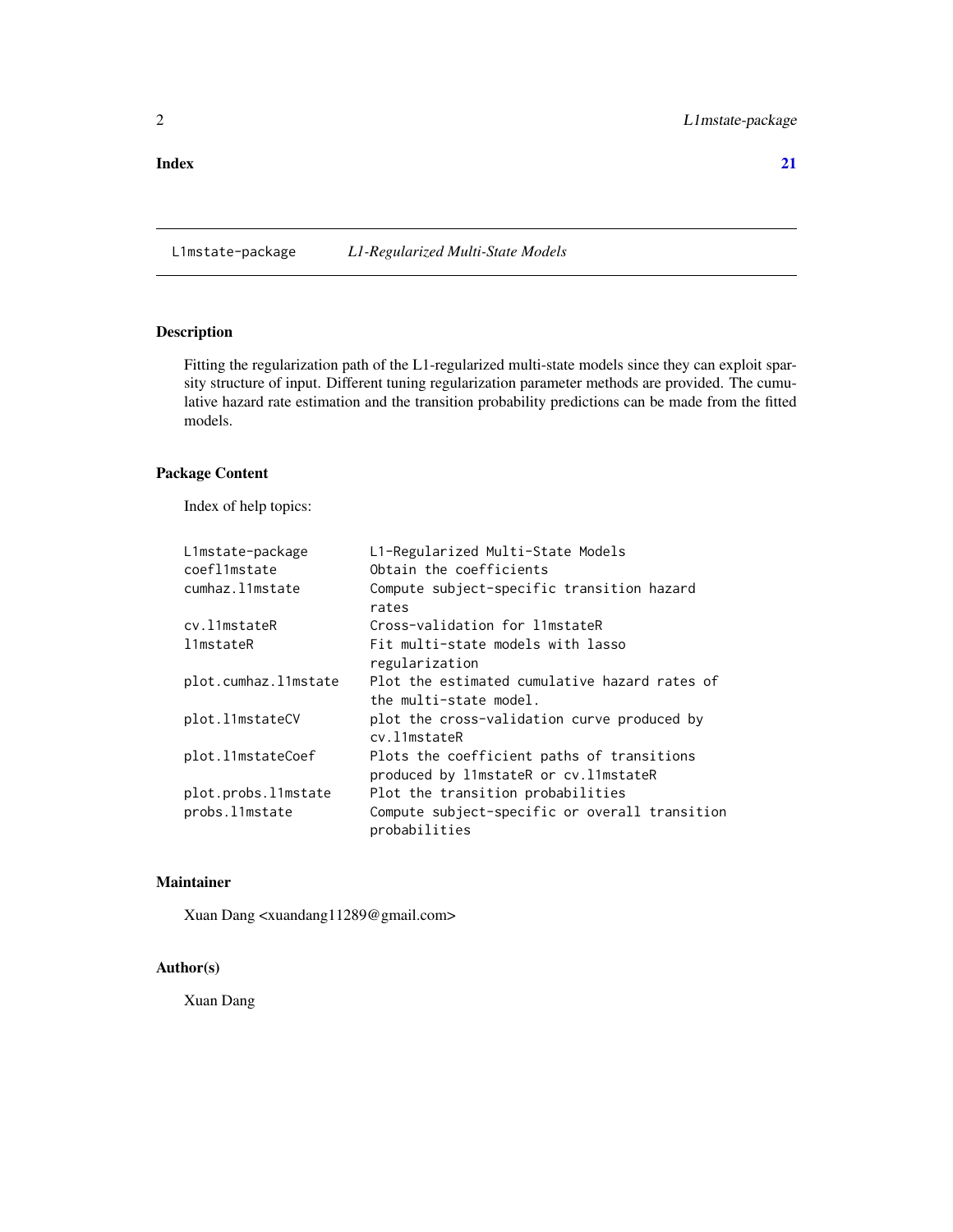Index 21

L1mstate-package    *L1-Regularized Multi-State Models*

## Description

Fitting the regularization path of the L1-regularized multi-state models since they can exploit sparsity structure of input. Different tuning regularization parameter methods are provided. The cumulative hazard rate estimation and the transition probability predictions can be made from the fitted models.

## Package Content

Index of help topics:

```
L1mstate-package        L1-Regularized Multi-State Models
coefl1mstate            Obtain the coefficients
cumhaz.l1mstate         Compute subject-specific transition hazard
                        rates
cv.l1mstateR            Cross-validation for l1mstateR
l1mstateR               Fit multi-state models with lasso
                        regularization
plot.cumhaz.l1mstate    Plot the estimated cumulative hazard rates of
                        the multi-state model.
plot.l1mstateCV         plot the cross-validation curve produced by
                        cv.l1mstateR
plot.l1mstateCoef       Plots the coefficient paths of transitions
                        produced by l1mstateR or cv.l1mstateR
plot.probs.l1mstate     Plot the transition probabilities
probs.l1mstate          Compute subject-specific or overall transition
                        probabilities
```

## Maintainer

Xuan Dang <xuandang11289@gmail.com>

## Author(s)

Xuan Dang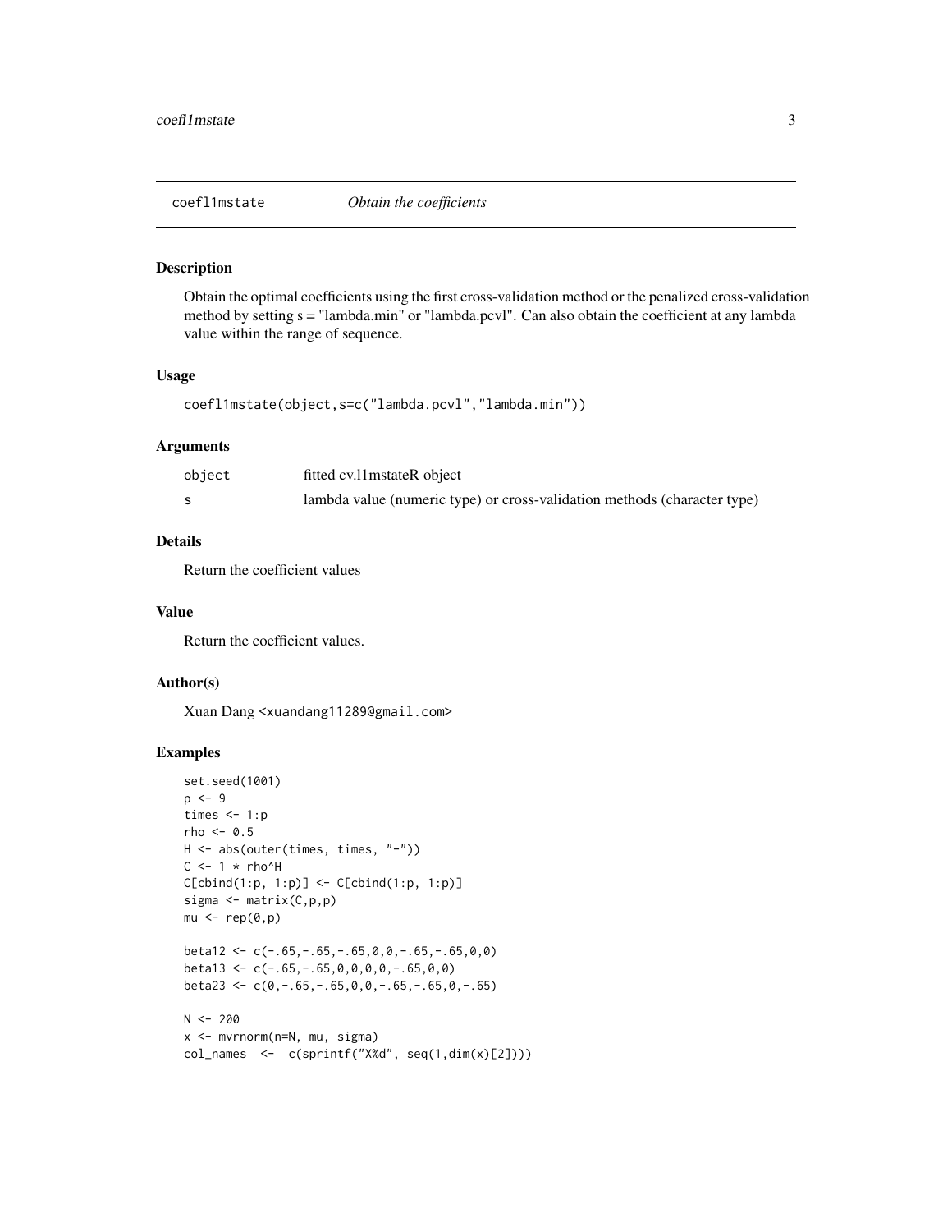## coefl1mstate *Obtain the coefficients*

### Description

Obtain the optimal coefficients using the first cross-validation method or the penalized cross-validation method by setting s = "lambda.min" or "lambda.pcvl". Can also obtain the coefficient at any lambda value within the range of sequence.

### Usage

```
coefl1mstate(object,s=c("lambda.pcvl","lambda.min"))
```

### Arguments

| | |
|---|---|
| object | fitted cv.l1mstateR object |
| s | lambda value (numeric type) or cross-validation methods (character type) |

### Details

Return the coefficient values

### Value

Return the coefficient values.

### Author(s)

Xuan Dang <xuandang11289@gmail.com>

### Examples

```
set.seed(1001)
p <- 9
times <- 1:p
rho <- 0.5
H <- abs(outer(times, times, "-"))
C <- 1 * rho^H
C[cbind(1:p, 1:p)] <- C[cbind(1:p, 1:p)]
sigma <- matrix(C,p,p)
mu <- rep(0,p)

beta12 <- c(-.65,-.65,-.65,0,0,-.65,-.65,0,0)
beta13 <- c(-.65,-.65,0,0,0,0,-.65,0,0)
beta23 <- c(0,-.65,-.65,0,0,-.65,-.65,0,-.65)

N <- 200
x <- mvrnorm(n=N, mu, sigma)
col_names  <-  c(sprintf("X%d", seq(1,dim(x)[2])))
```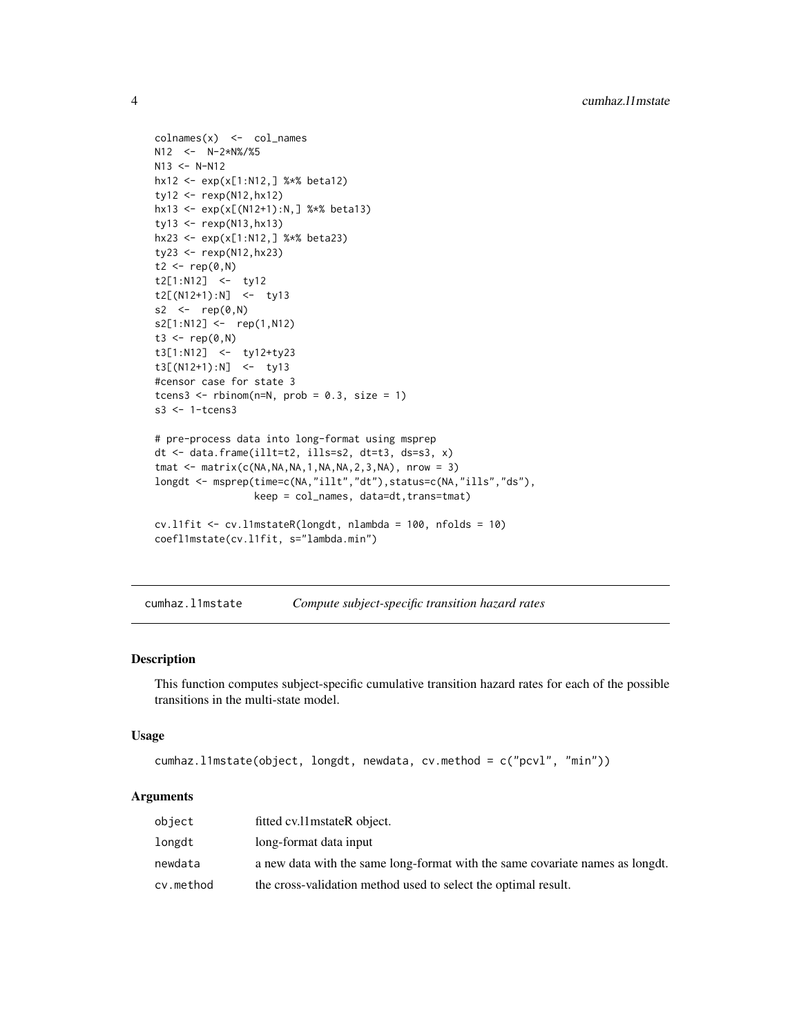```
colnames(x)  <-  col_names
N12  <-  N-2*N%/%5
N13 <- N-N12
hx12 <- exp(x[1:N12,] %*% beta12)
ty12 <- rexp(N12,hx12)
hx13 <- exp(x[(N12+1):N,] %*% beta13)
ty13 <- rexp(N13,hx13)
hx23 <- exp(x[1:N12,] %*% beta23)
ty23 <- rexp(N12,hx23)
t2 <- rep(0,N)
t2[1:N12]  <-  ty12
t2[(N12+1):N]  <-  ty13
s2  <-  rep(0,N)
s2[1:N12] <-  rep(1,N12)
t3 <- rep(0,N)
t3[1:N12]  <-  ty12+ty23
t3[(N12+1):N]  <-  ty13
#censor case for state 3
tcens3 <- rbinom(n=N, prob = 0.3, size = 1)
s3 <- 1-tcens3

# pre-process data into long-format using msprep
dt <- data.frame(illt=t2, ills=s2, dt=t3, ds=s3, x)
tmat <- matrix(c(NA,NA,NA,1,NA,NA,2,3,NA), nrow = 3)
longdt <- msprep(time=c(NA,"illt","dt"),status=c(NA,"ills","ds"),
                 keep = col_names, data=dt,trans=tmat)

cv.l1fit <- cv.l1mstateR(longdt, nlambda = 100, nfolds = 10)
coefl1mstate(cv.l1fit, s="lambda.min")
```

## cumhaz.l1mstate    *Compute subject-specific transition hazard rates*

### Description

This function computes subject-specific cumulative transition hazard rates for each of the possible transitions in the multi-state model.

### Usage

```
cumhaz.l1mstate(object, longdt, newdata, cv.method = c("pcvl", "min"))
```

### Arguments

| | |
|---|---|
| object | fitted cv.l1mstateR object. |
| longdt | long-format data input |
| newdata | a new data with the same long-format with the same covariate names as longdt. |
| cv.method | the cross-validation method used to select the optimal result. |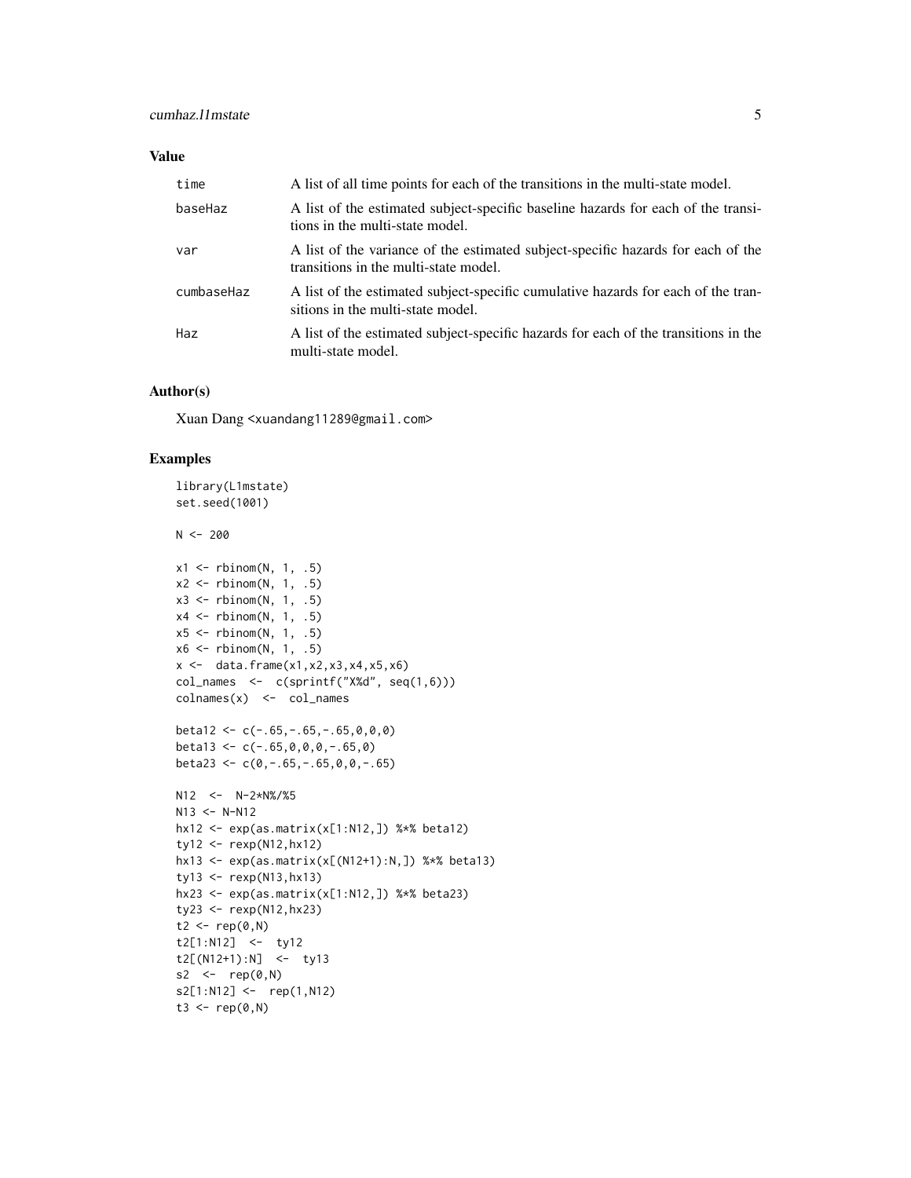## Value

| | |
|---|---|
| time | A list of all time points for each of the transitions in the multi-state model. |
| baseHaz | A list of the estimated subject-specific baseline hazards for each of the transitions in the multi-state model. |
| var | A list of the variance of the estimated subject-specific hazards for each of the transitions in the multi-state model. |
| cumbaseHaz | A list of the estimated subject-specific cumulative hazards for each of the transitions in the multi-state model. |
| Haz | A list of the estimated subject-specific hazards for each of the transitions in the multi-state model. |

## Author(s)

Xuan Dang <xuandang11289@gmail.com>

## Examples

```
library(L1mstate)
set.seed(1001)

N <- 200

x1 <- rbinom(N, 1, .5)
x2 <- rbinom(N, 1, .5)
x3 <- rbinom(N, 1, .5)
x4 <- rbinom(N, 1, .5)
x5 <- rbinom(N, 1, .5)
x6 <- rbinom(N, 1, .5)
x <-  data.frame(x1,x2,x3,x4,x5,x6)
col_names  <-  c(sprintf("X%d", seq(1,6)))
colnames(x)  <-  col_names

beta12 <- c(-.65,-.65,-.65,0,0,0)
beta13 <- c(-.65,0,0,0,-.65,0)
beta23 <- c(0,-.65,-.65,0,0,-.65)

N12  <-  N-2*N%/%5
N13 <- N-N12
hx12 <- exp(as.matrix(x[1:N12,]) %*% beta12)
ty12 <- rexp(N12,hx12)
hx13 <- exp(as.matrix(x[(N12+1):N,]) %*% beta13)
ty13 <- rexp(N13,hx13)
hx23 <- exp(as.matrix(x[1:N12,]) %*% beta23)
ty23 <- rexp(N12,hx23)
t2 <- rep(0,N)
t2[1:N12]  <-  ty12
t2[(N12+1):N]  <-  ty13
s2  <-  rep(0,N)
s2[1:N12] <-  rep(1,N12)
t3 <- rep(0,N)
```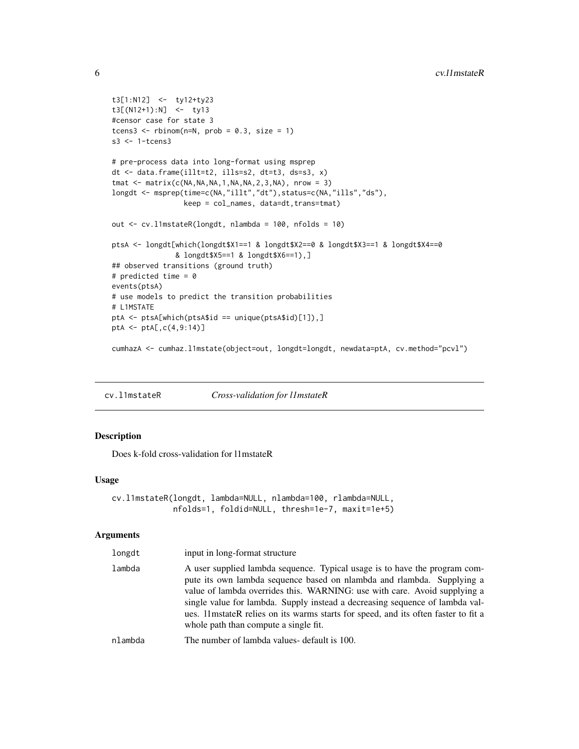```
t3[1:N12]  <-  ty12+ty23
t3[(N12+1):N]  <-  ty13
#censor case for state 3
tcens3 <- rbinom(n=N, prob = 0.3, size = 1)
s3 <- 1-tcens3

# pre-process data into long-format using msprep
dt <- data.frame(illt=t2, ills=s2, dt=t3, ds=s3, x)
tmat <- matrix(c(NA,NA,NA,1,NA,NA,2,3,NA), nrow = 3)
longdt <- msprep(time=c(NA,"illt","dt"),status=c(NA,"ills","ds"),
                 keep = col_names, data=dt,trans=tmat)

out <- cv.l1mstateR(longdt, nlambda = 100, nfolds = 10)

ptsA <- longdt[which(longdt$X1==1 & longdt$X2==0 & longdt$X3==1 & longdt$X4==0
               & longdt$X5==1 & longdt$X6==1),]
## observed transitions (ground truth)
# predicted time = 0
events(ptsA)
# use models to predict the transition probabilities
# L1MSTATE
ptA <- ptsA[which(ptsA$id == unique(ptsA$id)[1]),]
ptA <- ptA[,c(4,9:14)]

cumhazA <- cumhaz.l1mstate(object=out, longdt=longdt, newdata=ptA, cv.method="pcvl")
```

## cv.l1mstateR — *Cross-validation for l1mstateR*

### Description

Does k-fold cross-validation for l1mstateR

### Usage

```
cv.l1mstateR(longdt, lambda=NULL, nlambda=100, rlambda=NULL,
             nfolds=1, foldid=NULL, thresh=1e-7, maxit=1e+5)
```

### Arguments

| | |
|---|---|
| `longdt` | input in long-format structure |
| `lambda` | A user supplied lambda sequence. Typical usage is to have the program compute its own lambda sequence based on nlambda and rlambda. Supplying a value of lambda overrides this. WARNING: use with care. Avoid supplying a single value for lambda. Supply instead a decreasing sequence of lambda values. l1mstateR relies on its warms starts for speed, and its often faster to fit a whole path than compute a single fit. |
| `nlambda` | The number of lambda values- default is 100. |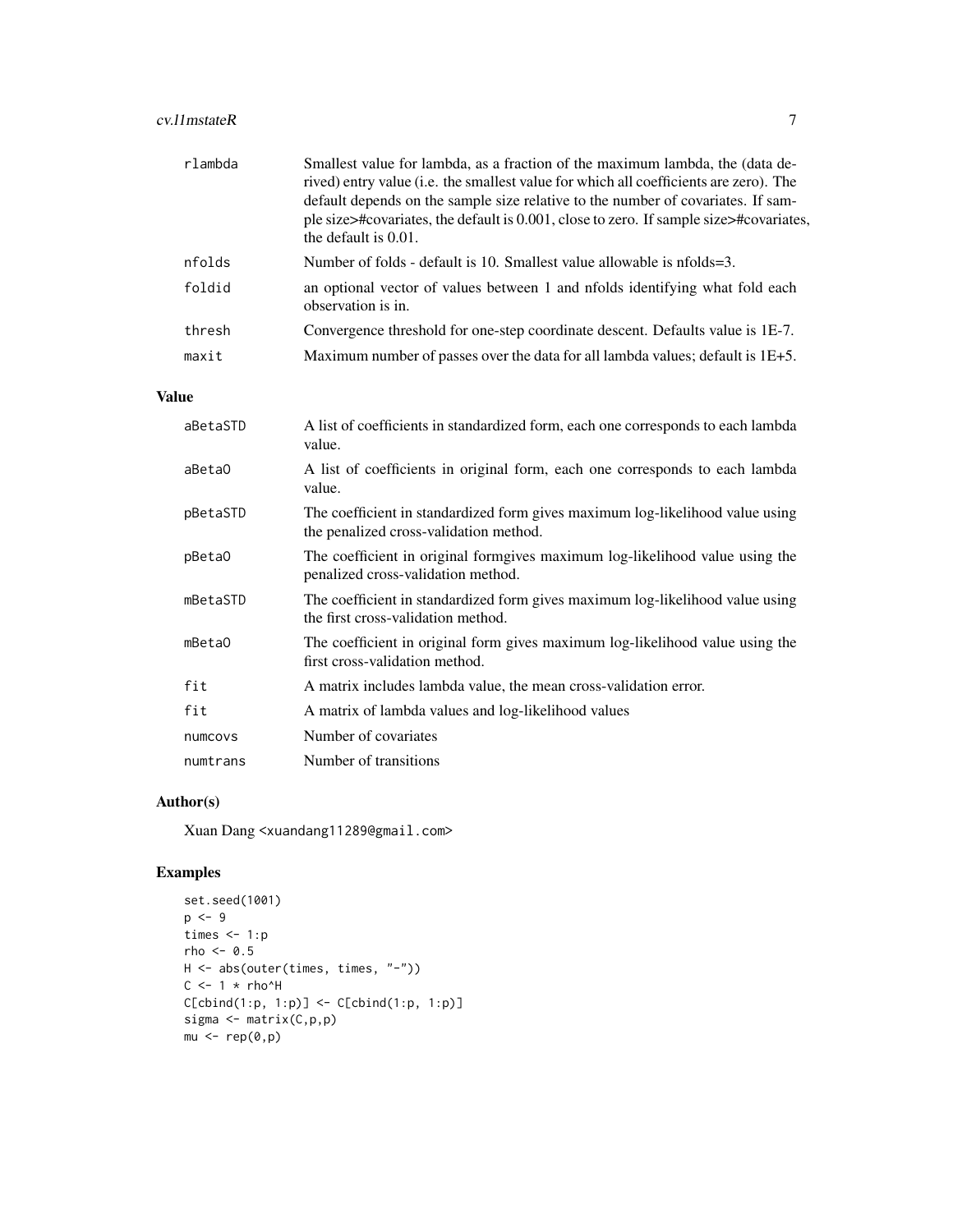| | |
|---|---|
| `rlambda` | Smallest value for lambda, as a fraction of the maximum lambda, the (data derived) entry value (i.e. the smallest value for which all coefficients are zero). The default depends on the sample size relative to the number of covariates. If sample size>#covariates, the default is 0.001, close to zero. If sample size>#covariates, the default is 0.01. |
| `nfolds` | Number of folds - default is 10. Smallest value allowable is nfolds=3. |
| `foldid` | an optional vector of values between 1 and nfolds identifying what fold each observation is in. |
| `thresh` | Convergence threshold for one-step coordinate descent. Defaults value is 1E-7. |
| `maxit` | Maximum number of passes over the data for all lambda values; default is 1E+5. |

## Value

| | |
|---|---|
| `aBetaSTD` | A list of coefficients in standardized form, each one corresponds to each lambda value. |
| `aBetaO` | A list of coefficients in original form, each one corresponds to each lambda value. |
| `pBetaSTD` | The coefficient in standardized form gives maximum log-likelihood value using the penalized cross-validation method. |
| `pBetaO` | The coefficient in original formgives maximum log-likelihood value using the penalized cross-validation method. |
| `mBetaSTD` | The coefficient in standardized form gives maximum log-likelihood value using the first cross-validation method. |
| `mBetaO` | The coefficient in original form gives maximum log-likelihood value using the first cross-validation method. |
| `fit` | A matrix includes lambda value, the mean cross-validation error. |
| `fit` | A matrix of lambda values and log-likelihood values |
| `numcovs` | Number of covariates |
| `numtrans` | Number of transitions |

## Author(s)

Xuan Dang <xuandang11289@gmail.com>

## Examples

```
set.seed(1001)
p <- 9
times <- 1:p
rho <- 0.5
H <- abs(outer(times, times, "-"))
C <- 1 * rho^H
C[cbind(1:p, 1:p)] <- C[cbind(1:p, 1:p)]
sigma <- matrix(C,p,p)
mu <- rep(0,p)
```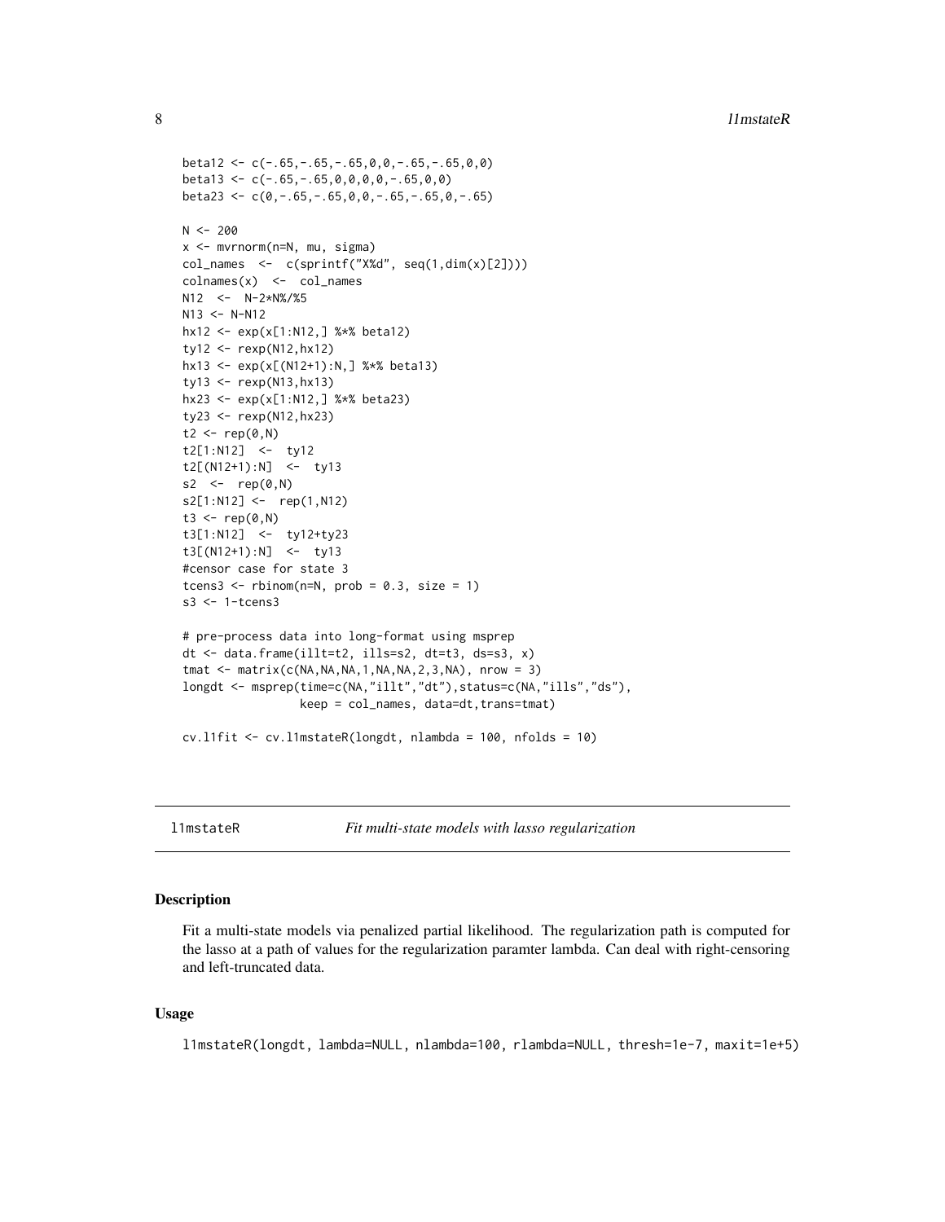```
beta12 <- c(-.65,-.65,-.65,0,0,-.65,-.65,0,0)
beta13 <- c(-.65,-.65,0,0,0,0,-.65,0,0)
beta23 <- c(0,-.65,-.65,0,0,-.65,-.65,0,-.65)

N <- 200
x <- mvrnorm(n=N, mu, sigma)
col_names  <-  c(sprintf("X%d", seq(1,dim(x)[2])))
colnames(x)  <-  col_names
N12  <-  N-2*N%/%5
N13 <- N-N12
hx12 <- exp(x[1:N12,] %*% beta12)
ty12 <- rexp(N12,hx12)
hx13 <- exp(x[(N12+1):N,] %*% beta13)
ty13 <- rexp(N13,hx13)
hx23 <- exp(x[1:N12,] %*% beta23)
ty23 <- rexp(N12,hx23)
t2 <- rep(0,N)
t2[1:N12]  <-  ty12
t2[(N12+1):N]  <-  ty13
s2  <-  rep(0,N)
s2[1:N12] <-  rep(1,N12)
t3 <- rep(0,N)
t3[1:N12]  <-  ty12+ty23
t3[(N12+1):N]  <-  ty13
#censor case for state 3
tcens3 <- rbinom(n=N, prob = 0.3, size = 1)
s3 <- 1-tcens3

# pre-process data into long-format using msprep
dt <- data.frame(illt=t2, ills=s2, dt=t3, ds=s3, x)
tmat <- matrix(c(NA,NA,NA,1,NA,NA,2,3,NA), nrow = 3)
longdt <- msprep(time=c(NA,"illt","dt"),status=c(NA,"ills","ds"),
                 keep = col_names, data=dt,trans=tmat)

cv.l1fit <- cv.l1mstateR(longdt, nlambda = 100, nfolds = 10)
```

---

`l1mstateR` *Fit multi-state models with lasso regularization*

---

## Description

Fit a multi-state models via penalized partial likelihood. The regularization path is computed for the lasso at a path of values for the regularization paramter lambda. Can deal with right-censoring and left-truncated data.

## Usage

```
l1mstateR(longdt, lambda=NULL, nlambda=100, rlambda=NULL, thresh=1e-7, maxit=1e+5)
```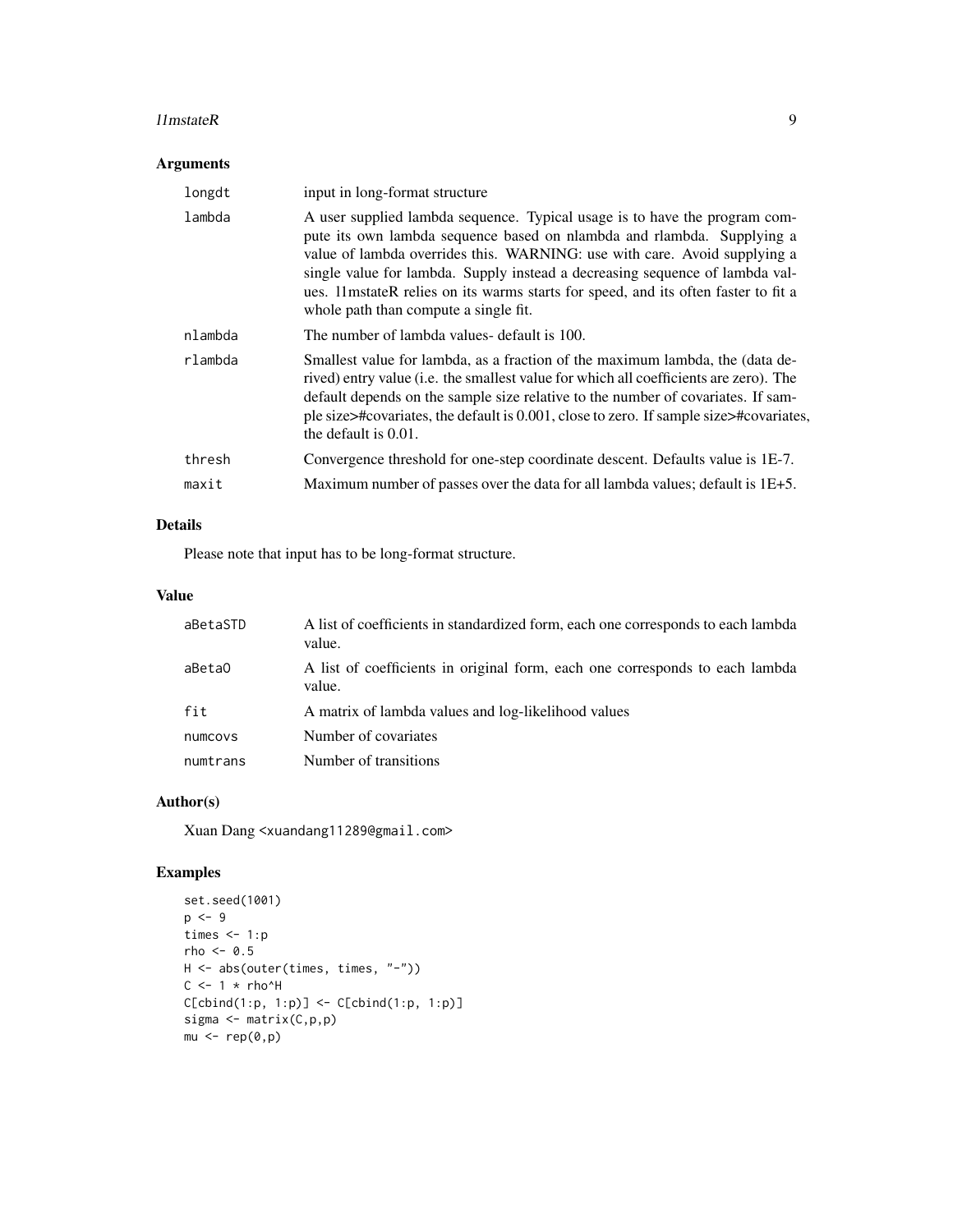## Arguments

| | |
|---|---|
| longdt | input in long-format structure |
| lambda | A user supplied lambda sequence. Typical usage is to have the program compute its own lambda sequence based on nlambda and rlambda. Supplying a value of lambda overrides this. WARNING: use with care. Avoid supplying a single value for lambda. Supply instead a decreasing sequence of lambda values. l1mstateR relies on its warms starts for speed, and its often faster to fit a whole path than compute a single fit. |
| nlambda | The number of lambda values- default is 100. |
| rlambda | Smallest value for lambda, as a fraction of the maximum lambda, the (data derived) entry value (i.e. the smallest value for which all coefficients are zero). The default depends on the sample size relative to the number of covariates. If sample size>#covariates, the default is 0.001, close to zero. If sample size>#covariates, the default is 0.01. |
| thresh | Convergence threshold for one-step coordinate descent. Defaults value is 1E-7. |
| maxit | Maximum number of passes over the data for all lambda values; default is 1E+5. |

## Details

Please note that input has to be long-format structure.

## Value

| | |
|---|---|
| aBetaSTD | A list of coefficients in standardized form, each one corresponds to each lambda value. |
| aBetaO | A list of coefficients in original form, each one corresponds to each lambda value. |
| fit | A matrix of lambda values and log-likelihood values |
| numcovs | Number of covariates |
| numtrans | Number of transitions |

## Author(s)

Xuan Dang <xuandang11289@gmail.com>

## Examples

```
set.seed(1001)
p <- 9
times <- 1:p
rho <- 0.5
H <- abs(outer(times, times, "-"))
C <- 1 * rho^H
C[cbind(1:p, 1:p)] <- C[cbind(1:p, 1:p)]
sigma <- matrix(C,p,p)
mu <- rep(0,p)
```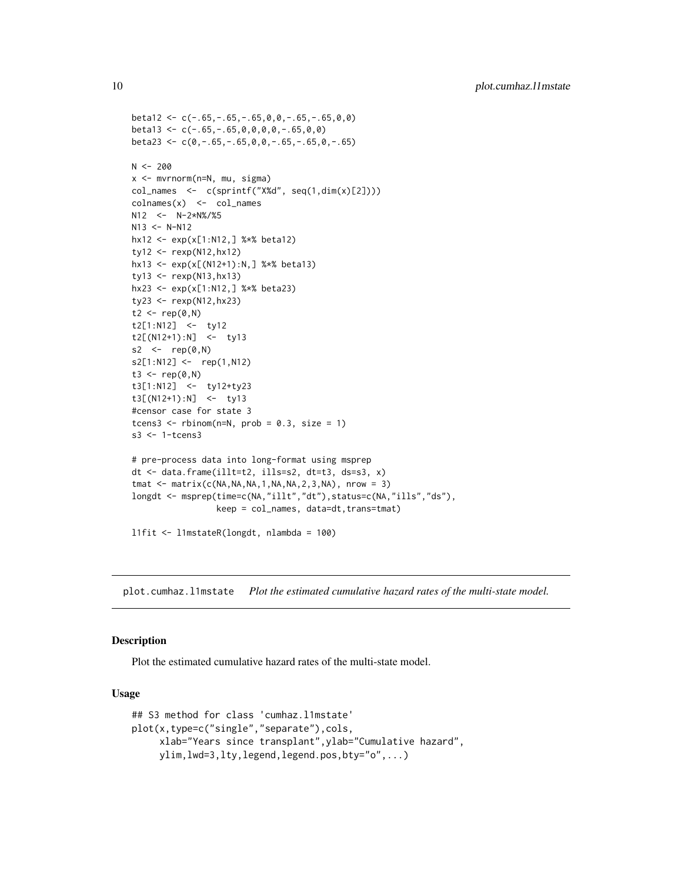```
beta12 <- c(-.65,-.65,-.65,0,0,-.65,-.65,0,0)
beta13 <- c(-.65,-.65,0,0,0,0,-.65,0,0)
beta23 <- c(0,-.65,-.65,0,0,-.65,-.65,0,-.65)

N <- 200
x <- mvrnorm(n=N, mu, sigma)
col_names  <-  c(sprintf("X%d", seq(1,dim(x)[2])))
colnames(x)  <-  col_names
N12  <-  N-2*N%/%5
N13 <- N-N12
hx12 <- exp(x[1:N12,] %*% beta12)
ty12 <- rexp(N12,hx12)
hx13 <- exp(x[(N12+1):N,] %*% beta13)
ty13 <- rexp(N13,hx13)
hx23 <- exp(x[1:N12,] %*% beta23)
ty23 <- rexp(N12,hx23)
t2 <- rep(0,N)
t2[1:N12]  <-  ty12
t2[(N12+1):N]  <-  ty13
s2  <-  rep(0,N)
s2[1:N12] <-  rep(1,N12)
t3 <- rep(0,N)
t3[1:N12]  <-  ty12+ty23
t3[(N12+1):N]  <-  ty13
#censor case for state 3
tcens3 <- rbinom(n=N, prob = 0.3, size = 1)
s3 <- 1-tcens3

# pre-process data into long-format using msprep
dt <- data.frame(illt=t2, ills=s2, dt=t3, ds=s3, x)
tmat <- matrix(c(NA,NA,NA,1,NA,NA,2,3,NA), nrow = 3)
longdt <- msprep(time=c(NA,"illt","dt"),status=c(NA,"ills","ds"),
                 keep = col_names, data=dt,trans=tmat)

l1fit <- l1mstateR(longdt, nlambda = 100)
```

## plot.cumhaz.l1mstate *Plot the estimated cumulative hazard rates of the multi-state model.*

### Description

Plot the estimated cumulative hazard rates of the multi-state model.

### Usage

```
## S3 method for class 'cumhaz.l1mstate'
plot(x,type=c("single","separate"),cols,
     xlab="Years since transplant",ylab="Cumulative hazard",
     ylim,lwd=3,lty,legend,legend.pos,bty="o",...)
```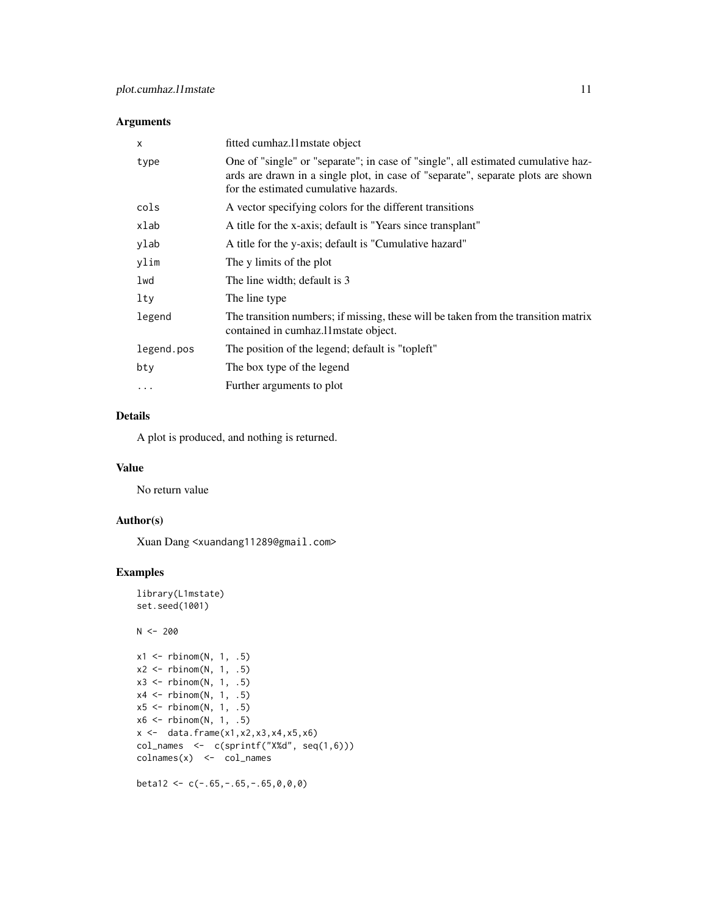## Arguments

| | |
|---|---|
| x | fitted cumhaz.l1mstate object |
| type | One of "single" or "separate"; in case of "single", all estimated cumulative hazards are drawn in a single plot, in case of "separate", separate plots are shown for the estimated cumulative hazards. |
| cols | A vector specifying colors for the different transitions |
| xlab | A title for the x-axis; default is "Years since transplant" |
| ylab | A title for the y-axis; default is "Cumulative hazard" |
| ylim | The y limits of the plot |
| lwd | The line width; default is 3 |
| lty | The line type |
| legend | The transition numbers; if missing, these will be taken from the transition matrix contained in cumhaz.l1mstate object. |
| legend.pos | The position of the legend; default is "topleft" |
| bty | The box type of the legend |
| ... | Further arguments to plot |

## Details

A plot is produced, and nothing is returned.

## Value

No return value

## Author(s)

Xuan Dang <xuandang11289@gmail.com>

## Examples

```
library(L1mstate)
set.seed(1001)

N <- 200

x1 <- rbinom(N, 1, .5)
x2 <- rbinom(N, 1, .5)
x3 <- rbinom(N, 1, .5)
x4 <- rbinom(N, 1, .5)
x5 <- rbinom(N, 1, .5)
x6 <- rbinom(N, 1, .5)
x <-  data.frame(x1,x2,x3,x4,x5,x6)
col_names  <-  c(sprintf("X%d", seq(1,6)))
colnames(x)  <-  col_names

beta12 <- c(-.65,-.65,-.65,0,0,0)
```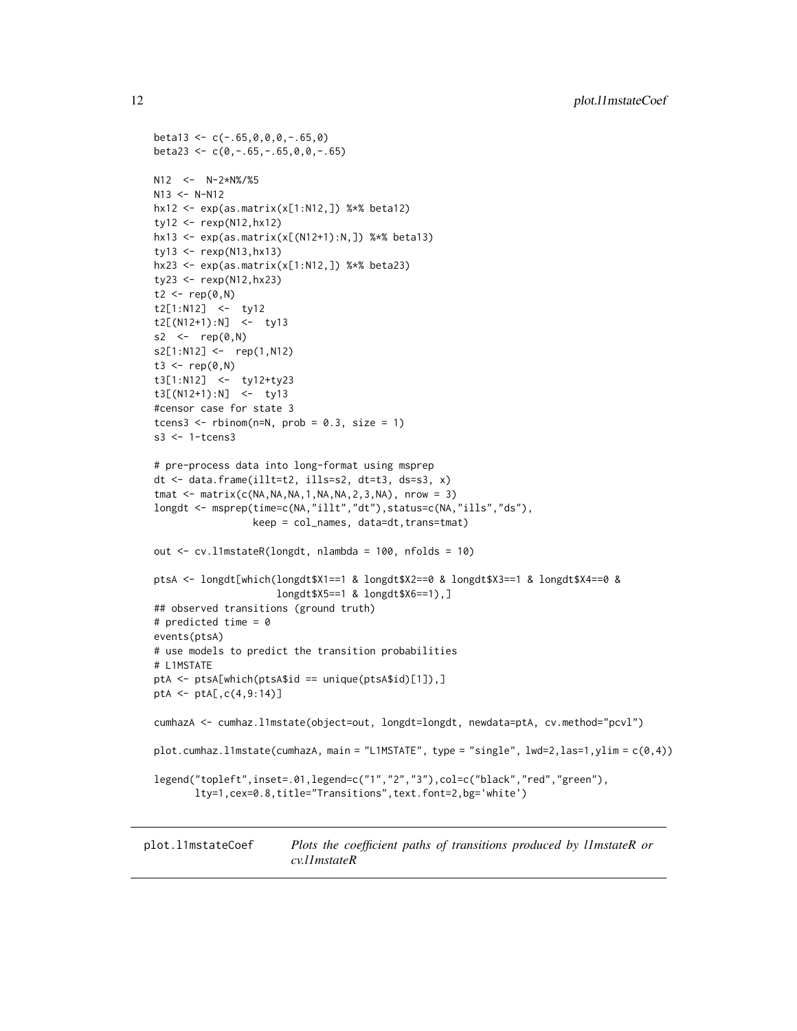```
beta13 <- c(-.65,0,0,0,-.65,0)
beta23 <- c(0,-.65,-.65,0,0,-.65)

N12  <-  N-2*N%/%5
N13 <- N-N12
hx12 <- exp(as.matrix(x[1:N12,]) %*% beta12)
ty12 <- rexp(N12,hx12)
hx13 <- exp(as.matrix(x[(N12+1):N,]) %*% beta13)
ty13 <- rexp(N13,hx13)
hx23 <- exp(as.matrix(x[1:N12,]) %*% beta23)
ty23 <- rexp(N12,hx23)
t2 <- rep(0,N)
t2[1:N12]  <-  ty12
t2[(N12+1):N]  <-  ty13
s2  <-  rep(0,N)
s2[1:N12] <-  rep(1,N12)
t3 <- rep(0,N)
t3[1:N12]  <-  ty12+ty23
t3[(N12+1):N]  <-  ty13
#censor case for state 3
tcens3 <- rbinom(n=N, prob = 0.3, size = 1)
s3 <- 1-tcens3

# pre-process data into long-format using msprep
dt <- data.frame(illt=t2, ills=s2, dt=t3, ds=s3, x)
tmat <- matrix(c(NA,NA,NA,1,NA,NA,2,3,NA), nrow = 3)
longdt <- msprep(time=c(NA,"illt","dt"),status=c(NA,"ills","ds"),
                 keep = col_names, data=dt,trans=tmat)

out <- cv.l1mstateR(longdt, nlambda = 100, nfolds = 10)

ptsA <- longdt[which(longdt$X1==1 & longdt$X2==0 & longdt$X3==1 & longdt$X4==0 &
                     longdt$X5==1 & longdt$X6==1),]
## observed transitions (ground truth)
# predicted time = 0
events(ptsA)
# use models to predict the transition probabilities
# L1MSTATE
ptA <- ptsA[which(ptsA$id == unique(ptsA$id)[1]),]
ptA <- ptA[,c(4,9:14)]

cumhazA <- cumhaz.l1mstate(object=out, longdt=longdt, newdata=ptA, cv.method="pcvl")

plot.cumhaz.l1mstate(cumhazA, main = "L1MSTATE", type = "single", lwd=2,las=1,ylim = c(0,4))

legend("topleft",inset=.01,legend=c("1","2","3"),col=c("black","red","green"),
       lty=1,cex=0.8,title="Transitions",text.font=2,bg='white')
```

---

`plot.l1mstateCoef` *Plots the coefficient paths of transitions produced by l1mstateR or cv.l1mstateR*

---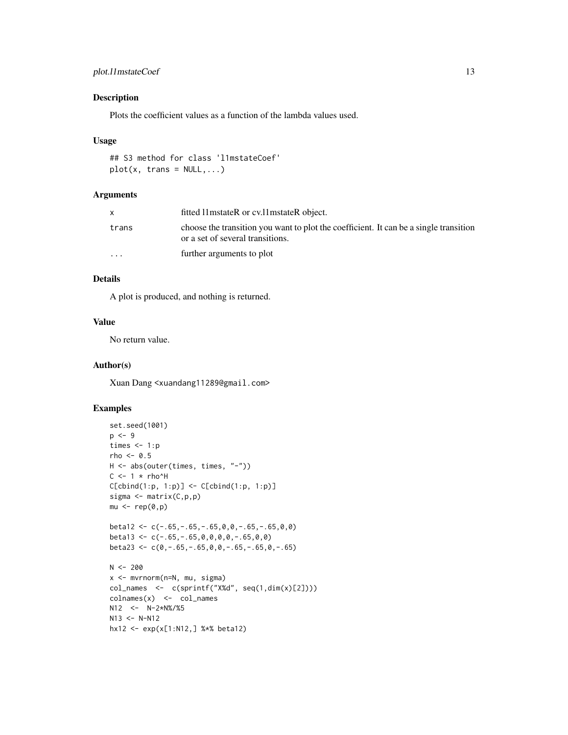## Description

Plots the coefficient values as a function of the lambda values used.

## Usage

```
## S3 method for class 'l1mstateCoef'
plot(x, trans = NULL,...)
```

## Arguments

| | |
|---|---|
| x | fitted l1mstateR or cv.l1mstateR object. |
| trans | choose the transition you want to plot the coefficient. It can be a single transition or a set of several transitions. |
| ... | further arguments to plot |

## Details

A plot is produced, and nothing is returned.

## Value

No return value.

## Author(s)

Xuan Dang <xuandang11289@gmail.com>

## Examples

```
set.seed(1001)
p <- 9
times <- 1:p
rho <- 0.5
H <- abs(outer(times, times, "-"))
C <- 1 * rho^H
C[cbind(1:p, 1:p)] <- C[cbind(1:p, 1:p)]
sigma <- matrix(C,p,p)
mu <- rep(0,p)

beta12 <- c(-.65,-.65,-.65,0,0,-.65,-.65,0,0)
beta13 <- c(-.65,-.65,0,0,0,0,-.65,0,0)
beta23 <- c(0,-.65,-.65,0,0,-.65,-.65,0,-.65)

N <- 200
x <- mvrnorm(n=N, mu, sigma)
col_names  <-  c(sprintf("X%d", seq(1,dim(x)[2])))
colnames(x)  <-  col_names
N12  <-  N-2*N%/%5
N13 <- N-N12
hx12 <- exp(x[1:N12,] %*% beta12)
```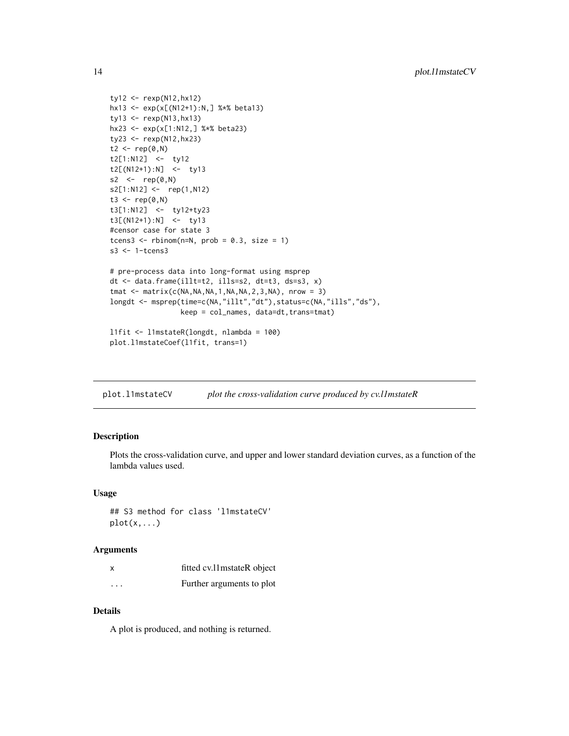```
ty12 <- rexp(N12,hx12)
hx13 <- exp(x[(N12+1):N,] %*% beta13)
ty13 <- rexp(N13,hx13)
hx23 <- exp(x[1:N12,] %*% beta23)
ty23 <- rexp(N12,hx23)
t2 <- rep(0,N)
t2[1:N12]  <-  ty12
t2[(N12+1):N]  <-  ty13
s2  <-  rep(0,N)
s2[1:N12] <-  rep(1,N12)
t3 <- rep(0,N)
t3[1:N12]  <-  ty12+ty23
t3[(N12+1):N]  <-  ty13
#censor case for state 3
tcens3 <- rbinom(n=N, prob = 0.3, size = 1)
s3 <- 1-tcens3

# pre-process data into long-format using msprep
dt <- data.frame(illt=t2, ills=s2, dt=t3, ds=s3, x)
tmat <- matrix(c(NA,NA,NA,1,NA,NA,2,3,NA), nrow = 3)
longdt <- msprep(time=c(NA,"illt","dt"),status=c(NA,"ills","ds"),
                 keep = col_names, data=dt,trans=tmat)

l1fit <- l1mstateR(longdt, nlambda = 100)
plot.l1mstateCoef(l1fit, trans=1)
```

## plot.l1mstateCV — *plot the cross-validation curve produced by cv.l1mstateR*

### Description

Plots the cross-validation curve, and upper and lower standard deviation curves, as a function of the lambda values used.

### Usage

```
## S3 method for class 'l1mstateCV'
plot(x,...)
```

### Arguments

| | |
|---|---|
| x | fitted cv.l1mstateR object |
| ... | Further arguments to plot |

### Details

A plot is produced, and nothing is returned.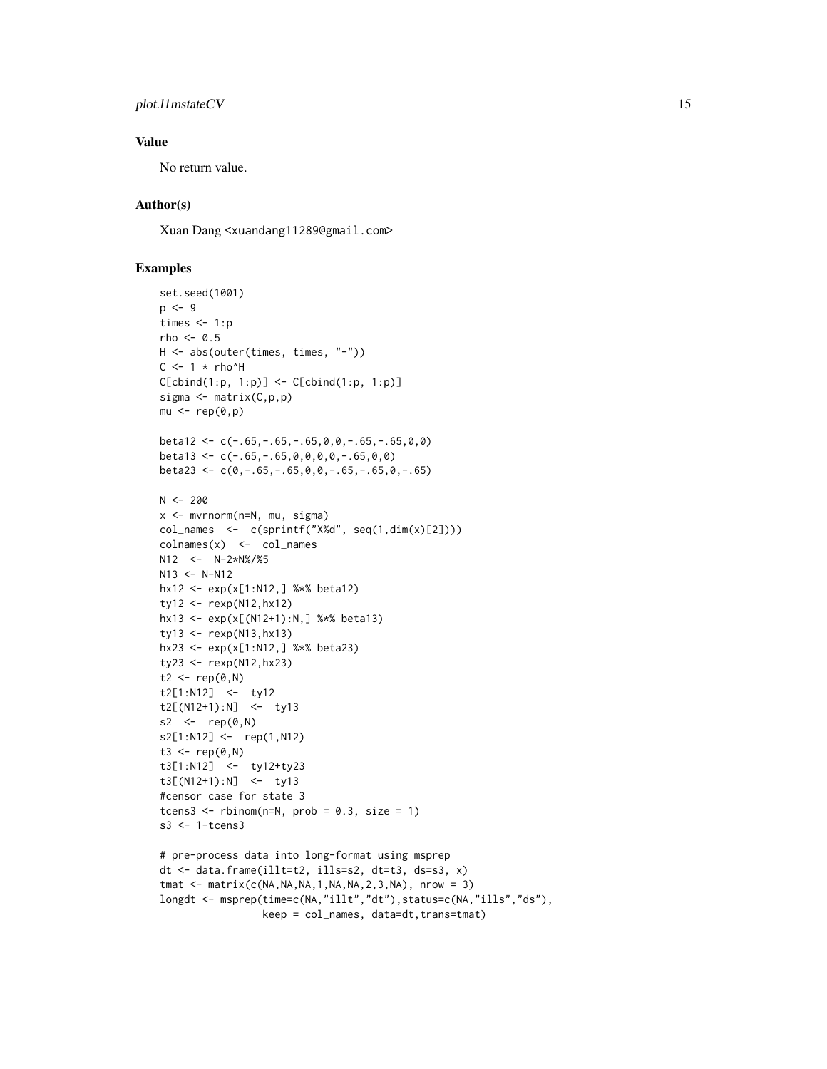## Value

No return value.

## Author(s)

Xuan Dang <xuandang11289@gmail.com>

## Examples

```
set.seed(1001)
p <- 9
times <- 1:p
rho <- 0.5
H <- abs(outer(times, times, "-"))
C <- 1 * rho^H
C[cbind(1:p, 1:p)] <- C[cbind(1:p, 1:p)]
sigma <- matrix(C,p,p)
mu <- rep(0,p)

beta12 <- c(-.65,-.65,-.65,0,0,-.65,-.65,0,0)
beta13 <- c(-.65,-.65,0,0,0,0,-.65,0,0)
beta23 <- c(0,-.65,-.65,0,0,-.65,-.65,0,-.65)

N <- 200
x <- mvrnorm(n=N, mu, sigma)
col_names  <-  c(sprintf("X%d", seq(1,dim(x)[2])))
colnames(x)  <-  col_names
N12  <-  N-2*N%/%5
N13 <- N-N12
hx12 <- exp(x[1:N12,] %*% beta12)
ty12 <- rexp(N12,hx12)
hx13 <- exp(x[(N12+1):N,] %*% beta13)
ty13 <- rexp(N13,hx13)
hx23 <- exp(x[1:N12,] %*% beta23)
ty23 <- rexp(N12,hx23)
t2 <- rep(0,N)
t2[1:N12]  <-  ty12
t2[(N12+1):N]  <-  ty13
s2  <-  rep(0,N)
s2[1:N12] <-  rep(1,N12)
t3 <- rep(0,N)
t3[1:N12]  <-  ty12+ty23
t3[(N12+1):N]  <-  ty13
#censor case for state 3
tcens3 <- rbinom(n=N, prob = 0.3, size = 1)
s3 <- 1-tcens3

# pre-process data into long-format using msprep
dt <- data.frame(illt=t2, ills=s2, dt=t3, ds=s3, x)
tmat <- matrix(c(NA,NA,NA,1,NA,NA,2,3,NA), nrow = 3)
longdt <- msprep(time=c(NA,"illt","dt"),status=c(NA,"ills","ds"),
                 keep = col_names, data=dt,trans=tmat)
```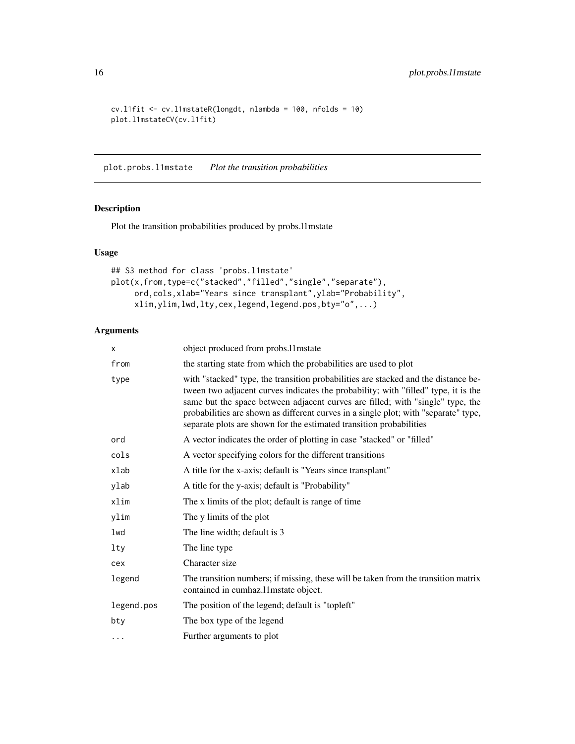```
cv.l1fit <- cv.l1mstateR(longdt, nlambda = 100, nfolds = 10)
plot.l1mstateCV(cv.l1fit)
```

---

## plot.probs.l1mstate *Plot the transition probabilities*

### Description

Plot the transition probabilities produced by probs.l1mstate

### Usage

```
## S3 method for class 'probs.l1mstate'
plot(x,from,type=c("stacked","filled","single","separate"),
     ord,cols,xlab="Years since transplant",ylab="Probability",
     xlim,ylim,lwd,lty,cex,legend,legend.pos,bty="o",...)
```

### Arguments

| | |
|---|---|
| `x` | object produced from probs.l1mstate |
| `from` | the starting state from which the probabilities are used to plot |
| `type` | with "stacked" type, the transition probabilities are stacked and the distance between two adjacent curves indicates the probability; with "filled" type, it is the same but the space between adjacent curves are filled; with "single" type, the probabilities are shown as different curves in a single plot; with "separate" type, separate plots are shown for the estimated transition probabilities |
| `ord` | A vector indicates the order of plotting in case "stacked" or "filled" |
| `cols` | A vector specifying colors for the different transitions |
| `xlab` | A title for the x-axis; default is "Years since transplant" |
| `ylab` | A title for the y-axis; default is "Probability" |
| `xlim` | The x limits of the plot; default is range of time |
| `ylim` | The y limits of the plot |
| `lwd` | The line width; default is 3 |
| `lty` | The line type |
| `cex` | Character size |
| `legend` | The transition numbers; if missing, these will be taken from the transition matrix contained in cumhaz.l1mstate object. |
| `legend.pos` | The position of the legend; default is "topleft" |
| `bty` | The box type of the legend |
| `...` | Further arguments to plot |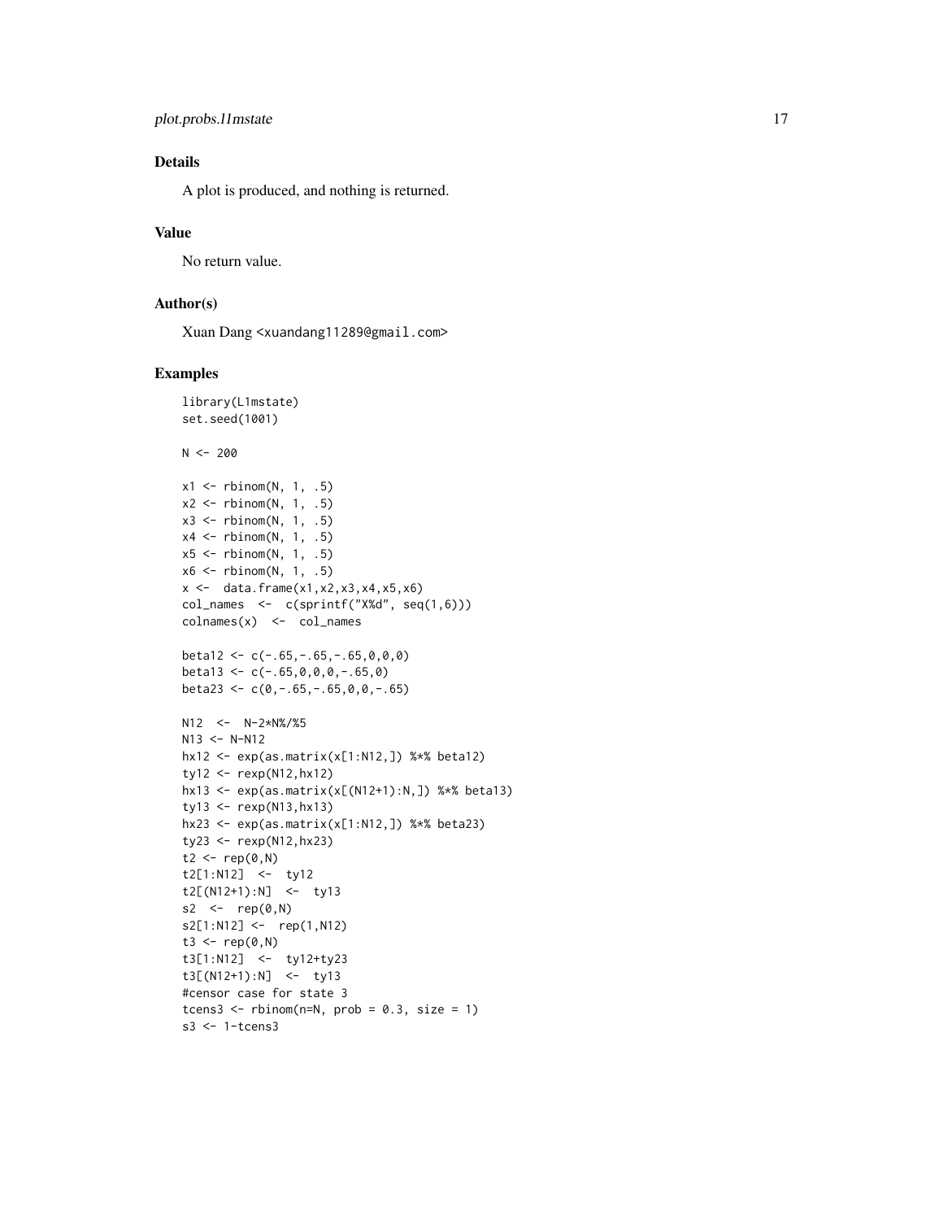## Details

A plot is produced, and nothing is returned.

## Value

No return value.

## Author(s)

Xuan Dang <xuandang11289@gmail.com>

## Examples

```
library(L1mstate)
set.seed(1001)

N <- 200

x1 <- rbinom(N, 1, .5)
x2 <- rbinom(N, 1, .5)
x3 <- rbinom(N, 1, .5)
x4 <- rbinom(N, 1, .5)
x5 <- rbinom(N, 1, .5)
x6 <- rbinom(N, 1, .5)
x <-  data.frame(x1,x2,x3,x4,x5,x6)
col_names  <-  c(sprintf("X%d", seq(1,6)))
colnames(x)  <-  col_names

beta12 <- c(-.65,-.65,-.65,0,0,0)
beta13 <- c(-.65,0,0,0,-.65,0)
beta23 <- c(0,-.65,-.65,0,0,-.65)

N12  <-  N-2*N%/%5
N13 <- N-N12
hx12 <- exp(as.matrix(x[1:N12,]) %*% beta12)
ty12 <- rexp(N12,hx12)
hx13 <- exp(as.matrix(x[(N12+1):N,]) %*% beta13)
ty13 <- rexp(N13,hx13)
hx23 <- exp(as.matrix(x[1:N12,]) %*% beta23)
ty23 <- rexp(N12,hx23)
t2 <- rep(0,N)
t2[1:N12]  <-  ty12
t2[(N12+1):N]  <-  ty13
s2  <-  rep(0,N)
s2[1:N12] <-  rep(1,N12)
t3 <- rep(0,N)
t3[1:N12]  <-  ty12+ty23
t3[(N12+1):N]  <-  ty13
#censor case for state 3
tcens3 <- rbinom(n=N, prob = 0.3, size = 1)
s3 <- 1-tcens3
```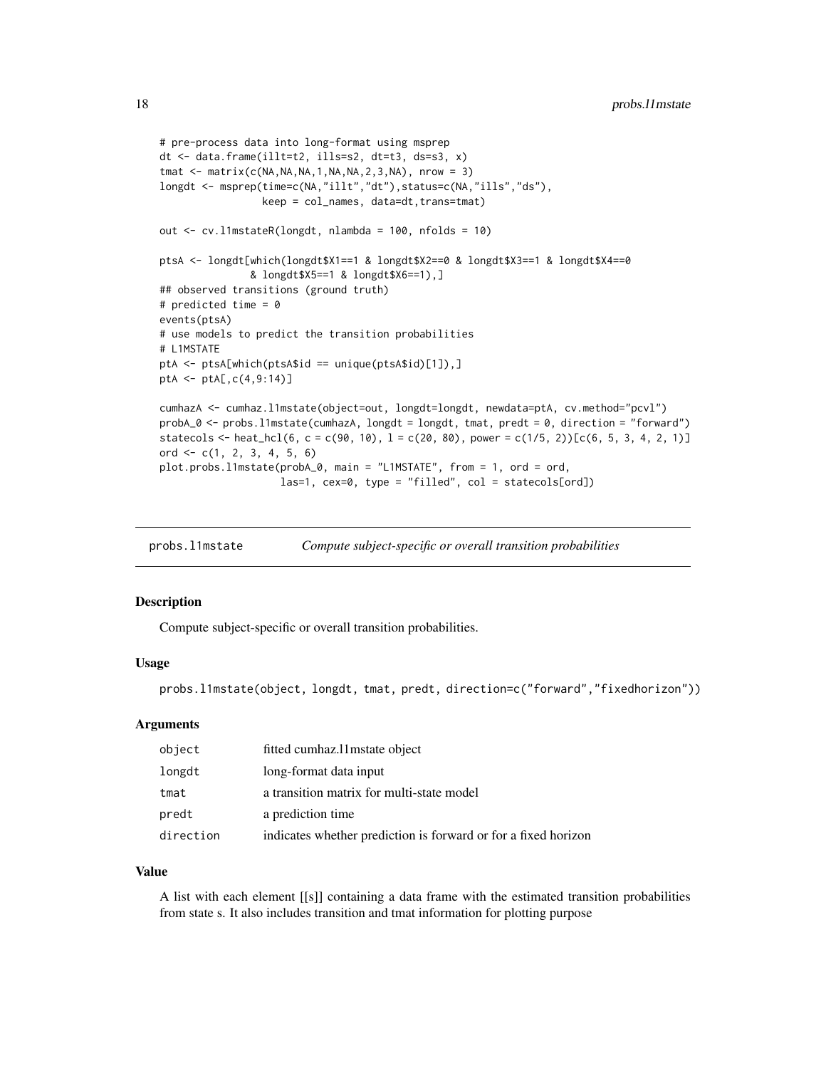```
# pre-process data into long-format using msprep
dt <- data.frame(illt=t2, ills=s2, dt=t3, ds=s3, x)
tmat <- matrix(c(NA,NA,NA,1,NA,NA,2,3,NA), nrow = 3)
longdt <- msprep(time=c(NA,"illt","dt"),status=c(NA,"ills","ds"),
                 keep = col_names, data=dt,trans=tmat)

out <- cv.l1mstateR(longdt, nlambda = 100, nfolds = 10)

ptsA <- longdt[which(longdt$X1==1 & longdt$X2==0 & longdt$X3==1 & longdt$X4==0
                & longdt$X5==1 & longdt$X6==1),]
## observed transitions (ground truth)
# predicted time = 0
events(ptsA)
# use models to predict the transition probabilities
# L1MSTATE
ptA <- ptsA[which(ptsA$id == unique(ptsA$id)[1]),]
ptA <- ptA[,c(4,9:14)]

cumhazA <- cumhaz.l1mstate(object=out, longdt=longdt, newdata=ptA, cv.method="pcvl")
probA_0 <- probs.l1mstate(cumhazA, longdt = longdt, tmat, predt = 0, direction = "forward")
statecols <- heat_hcl(6, c = c(90, 10), l = c(20, 80), power = c(1/5, 2))[c(6, 5, 3, 4, 2, 1)]
ord <- c(1, 2, 3, 4, 5, 6)
plot.probs.l1mstate(probA_0, main = "L1MSTATE", from = 1, ord = ord,
                    las=1, cex=0, type = "filled", col = statecols[ord])
```

## probs.l1mstate — *Compute subject-specific or overall transition probabilities*

### Description

Compute subject-specific or overall transition probabilities.

### Usage

```
probs.l1mstate(object, longdt, tmat, predt, direction=c("forward","fixedhorizon"))
```

### Arguments

| | |
|---|---|
| `object` | fitted cumhaz.l1mstate object |
| `longdt` | long-format data input |
| `tmat` | a transition matrix for multi-state model |
| `predt` | a prediction time |
| `direction` | indicates whether prediction is forward or for a fixed horizon |

### Value

A list with each element [[s]] containing a data frame with the estimated transition probabilities from state s. It also includes transition and tmat information for plotting purpose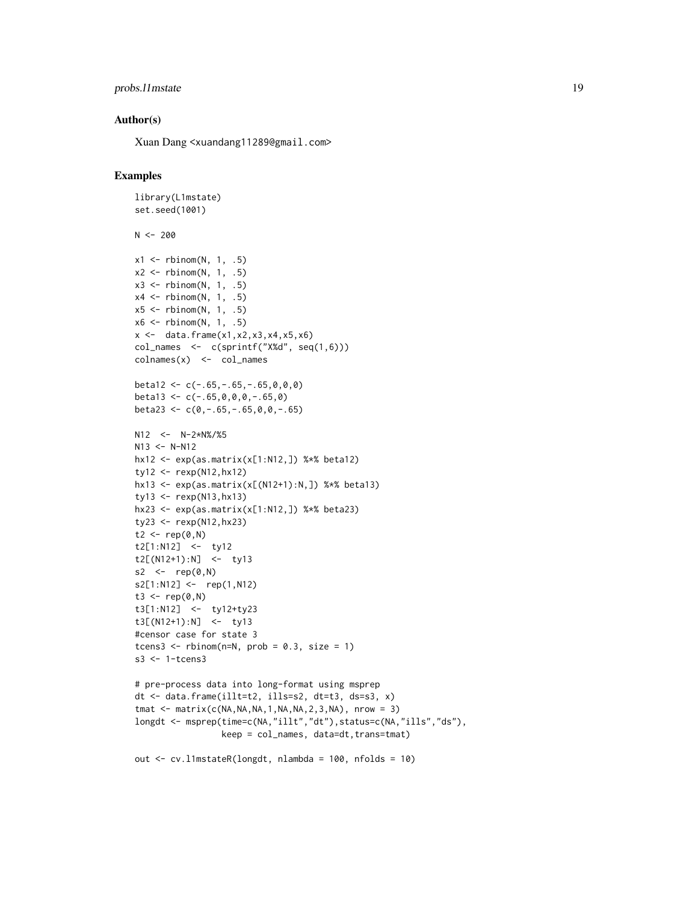## Author(s)

Xuan Dang <xuandang11289@gmail.com>

## Examples

```
library(L1mstate)
set.seed(1001)

N <- 200

x1 <- rbinom(N, 1, .5)
x2 <- rbinom(N, 1, .5)
x3 <- rbinom(N, 1, .5)
x4 <- rbinom(N, 1, .5)
x5 <- rbinom(N, 1, .5)
x6 <- rbinom(N, 1, .5)
x <-  data.frame(x1,x2,x3,x4,x5,x6)
col_names  <-  c(sprintf("X%d", seq(1,6)))
colnames(x)  <-  col_names

beta12 <- c(-.65,-.65,-.65,0,0,0)
beta13 <- c(-.65,0,0,0,-.65,0)
beta23 <- c(0,-.65,-.65,0,0,-.65)

N12  <-  N-2*N%/%5
N13 <- N-N12
hx12 <- exp(as.matrix(x[1:N12,]) %*% beta12)
ty12 <- rexp(N12,hx12)
hx13 <- exp(as.matrix(x[(N12+1):N,]) %*% beta13)
ty13 <- rexp(N13,hx13)
hx23 <- exp(as.matrix(x[1:N12,]) %*% beta23)
ty23 <- rexp(N12,hx23)
t2 <- rep(0,N)
t2[1:N12]  <-  ty12
t2[(N12+1):N]  <-  ty13
s2  <-  rep(0,N)
s2[1:N12] <-  rep(1,N12)
t3 <- rep(0,N)
t3[1:N12]  <-  ty12+ty23
t3[(N12+1):N]  <-  ty13
#censor case for state 3
tcens3 <- rbinom(n=N, prob = 0.3, size = 1)
s3 <- 1-tcens3

# pre-process data into long-format using msprep
dt <- data.frame(illt=t2, ills=s2, dt=t3, ds=s3, x)
tmat <- matrix(c(NA,NA,NA,1,NA,NA,2,3,NA), nrow = 3)
longdt <- msprep(time=c(NA,"illt","dt"),status=c(NA,"ills","ds"),
                 keep = col_names, data=dt,trans=tmat)

out <- cv.l1mstateR(longdt, nlambda = 100, nfolds = 10)
```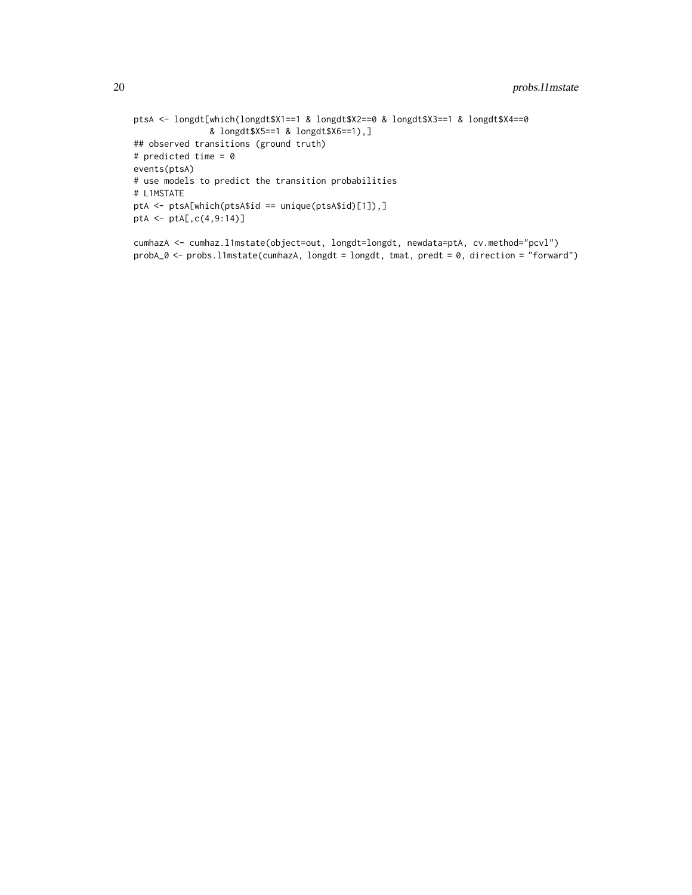```
ptsA <- longdt[which(longdt$X1==1 & longdt$X2==0 & longdt$X3==1 & longdt$X4==0
               & longdt$X5==1 & longdt$X6==1),]
## observed transitions (ground truth)
# predicted time = 0
events(ptsA)
# use models to predict the transition probabilities
# L1MSTATE
ptA <- ptsA[which(ptsA$id == unique(ptsA$id)[1]),]
ptA <- ptA[,c(4,9:14)]

cumhazA <- cumhaz.l1mstate(object=out, longdt=longdt, newdata=ptA, cv.method="pcvl")
probA_0 <- probs.l1mstate(cumhazA, longdt = longdt, tmat, predt = 0, direction = "forward")
```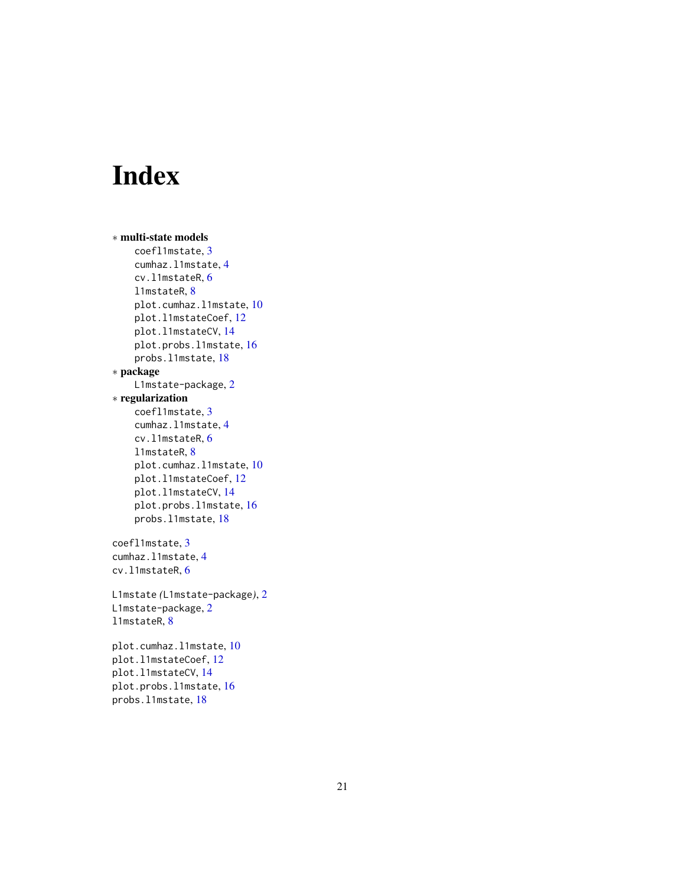# Index

∗ **multi-state models**
  coefl1mstate, 3
  cumhaz.l1mstate, 4
  cv.l1mstateR, 6
  l1mstateR, 8
  plot.cumhaz.l1mstate, 10
  plot.l1mstateCoef, 12
  plot.l1mstateCV, 14
  plot.probs.l1mstate, 16
  probs.l1mstate, 18

∗ **package**
  L1mstate-package, 2

∗ **regularization**
  coefl1mstate, 3
  cumhaz.l1mstate, 4
  cv.l1mstateR, 6
  l1mstateR, 8
  plot.cumhaz.l1mstate, 10
  plot.l1mstateCoef, 12
  plot.l1mstateCV, 14
  plot.probs.l1mstate, 16
  probs.l1mstate, 18

coefl1mstate, 3
cumhaz.l1mstate, 4
cv.l1mstateR, 6

L1mstate *(L1mstate-package)*, 2
L1mstate-package, 2
l1mstateR, 8

plot.cumhaz.l1mstate, 10
plot.l1mstateCoef, 12
plot.l1mstateCV, 14
plot.probs.l1mstate, 16
probs.l1mstate, 18